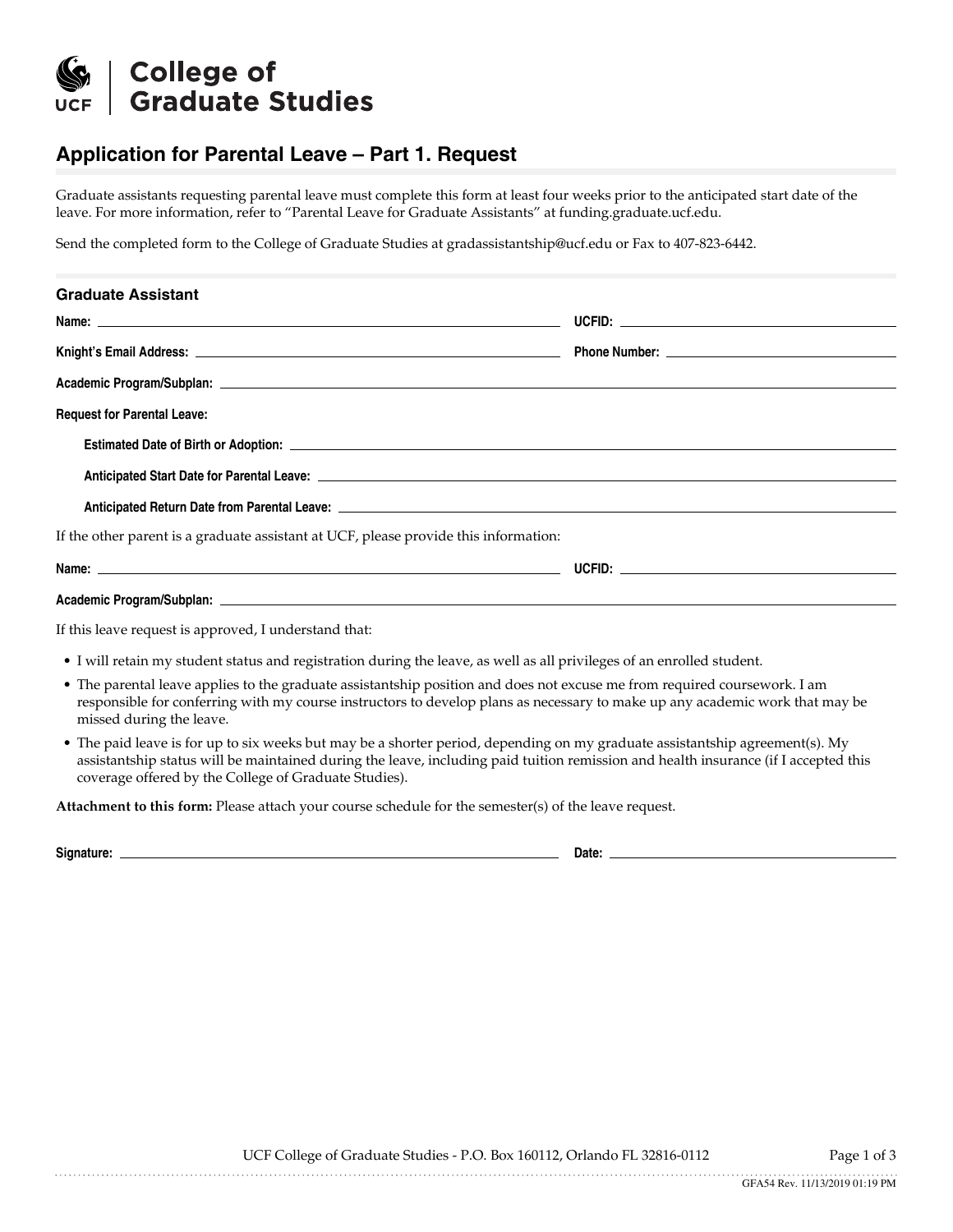# College of Graduate Studies

## Application for Parental Leave – Part 1. Request

Graduate assistants requesting parental leave must complete this form at least four weeks prior to the anticipated start date of the leave. For more information, refer to "Parental Leave for Graduate Assistants" at funding.graduate.ucf.edu.

Send the completed form to the College of Graduate Studies at gradassistantship@ucf.edu or Fax to 407-823-6442.

### Graduate Assistant

**Name:** ______________________________ **UCFID:** ______________________________

**Knight's Email Address:** ______________________________ **Phone Number:** ______________________________

**Academic Program/Subplan:** ______________________________

**Request for Parental Leave:**

**Estimated Date of Birth or Adoption:** ______________________________

**Anticipated Start Date for Parental Leave:** ______________________________

**Anticipated Return Date from Parental Leave:** ______________________________

If the other parent is a graduate assistant at UCF, please provide this information:

**Name:** ______________________________ **UCFID:** ______________________________

**Academic Program/Subplan:** ______________________________

If this leave request is approved, I understand that:

- I will retain my student status and registration during the leave, as well as all privileges of an enrolled student.
- The parental leave applies to the graduate assistantship position and does not excuse me from required coursework. I am responsible for conferring with my course instructors to develop plans as necessary to make up any academic work that may be missed during the leave.
- The paid leave is for up to six weeks but may be a shorter period, depending on my graduate assistantship agreement(s). My assistantship status will be maintained during the leave, including paid tuition remission and health insurance (if I accepted this coverage offered by the College of Graduate Studies).

**Attachment to this form:** Please attach your course schedule for the semester(s) of the leave request.

**Signature:** ______________________________ **Date:** ______________________________

UCF College of Graduate Studies - P.O. Box 160112, Orlando FL 32816-0112

GFA54 Rev. 11/13/2019 01:19 PM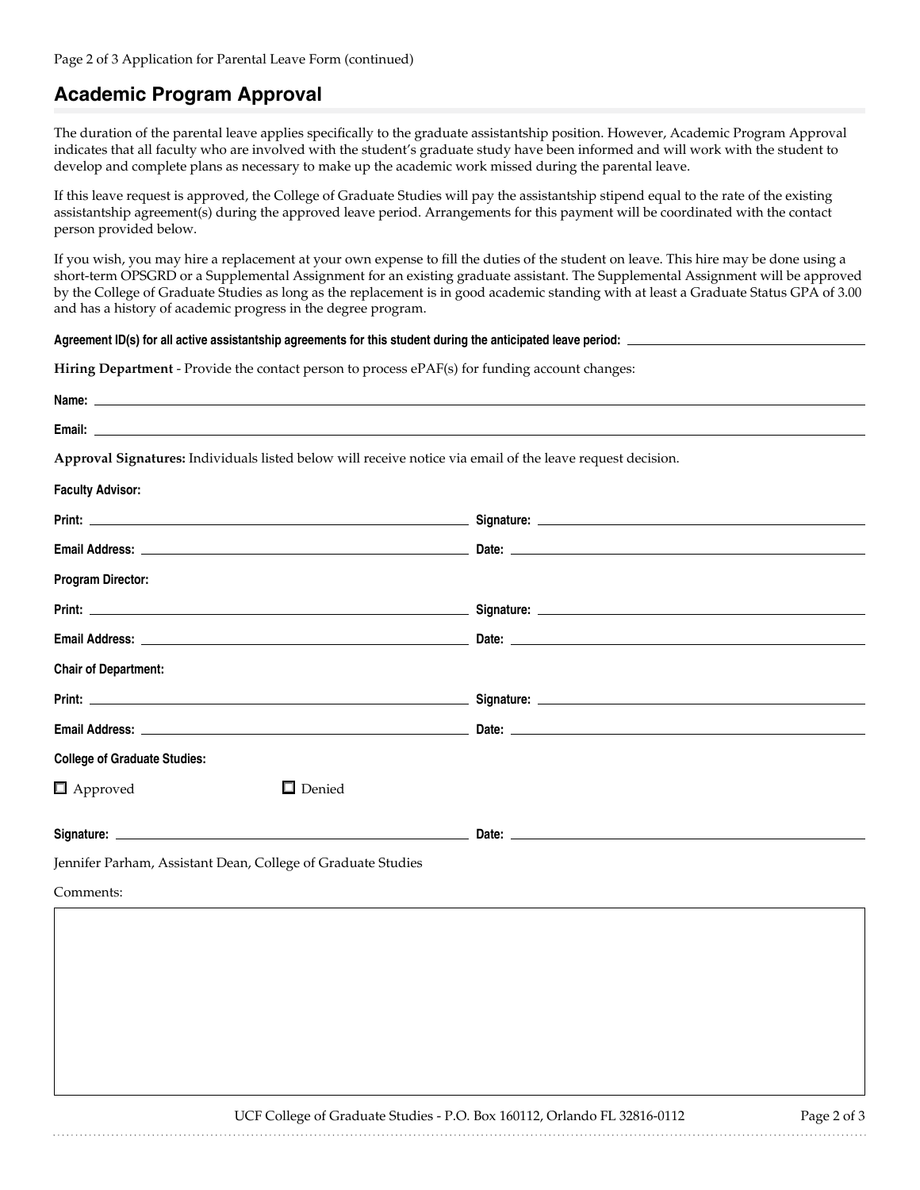Page 2 of 3 Application for Parental Leave Form (continued)

## Academic Program Approval

The duration of the parental leave applies specifically to the graduate assistantship position. However, Academic Program Approval indicates that all faculty who are involved with the student's graduate study have been informed and will work with the student to develop and complete plans as necessary to make up the academic work missed during the parental leave.

If this leave request is approved, the College of Graduate Studies will pay the assistantship stipend equal to the rate of the existing assistantship agreement(s) during the approved leave period. Arrangements for this payment will be coordinated with the contact person provided below.

If you wish, you may hire a replacement at your own expense to fill the duties of the student on leave. This hire may be done using a short-term OPSGRD or a Supplemental Assignment for an existing graduate assistant. The Supplemental Assignment will be approved by the College of Graduate Studies as long as the replacement is in good academic standing with at least a Graduate Status GPA of 3.00 and has a history of academic progress in the degree program.

**Agreement ID(s) for all active assistantship agreements for this student during the anticipated leave period:** ____________________

**Hiring Department** - Provide the contact person to process ePAF(s) for funding account changes:

**Name:** ____________________

**Email:** ____________________

**Approval Signatures:** Individuals listed below will receive notice via email of the leave request decision.

**Faculty Advisor:**

**Print:** ____________________ **Signature:** ____________________

**Email Address:** ____________________ **Date:** ____________________

**Program Director:**

**Print:** ____________________ **Signature:** ____________________

**Email Address:** ____________________ **Date:** ____________________

**Chair of Department:**

**Print:** ____________________ **Signature:** ____________________

**Email Address:** ____________________ **Date:** ____________________

**College of Graduate Studies:**

☐ Approved ☐ Denied

**Signature:** ____________________ **Date:** ____________________

Jennifer Parham, Assistant Dean, College of Graduate Studies

Comments:

UCF College of Graduate Studies - P.O. Box 160112, Orlando FL 32816-0112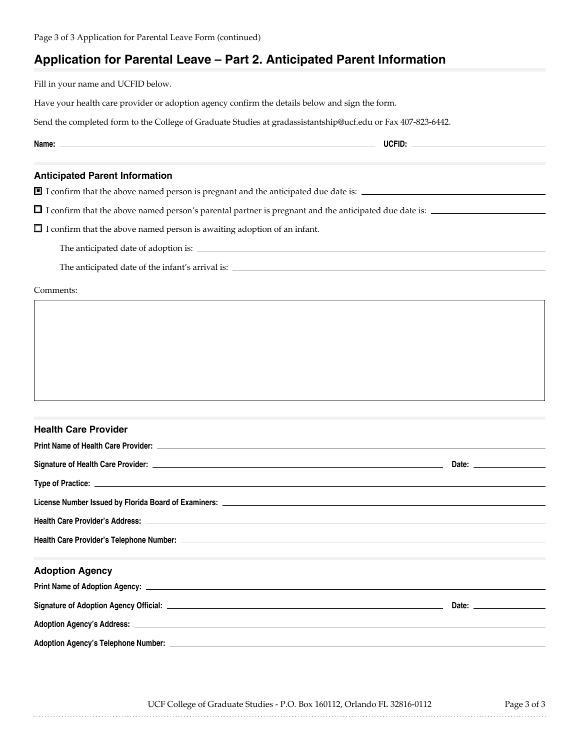## Application for Parental Leave – Part 2. Anticipated Parent Information

Fill in your name and UCFID below.

Have your health care provider or adoption agency confirm the details below and sign the form.

Send the completed form to the College of Graduate Studies at gradassistantship@ucf.edu or Fax 407-823-6442.

**Name:** ______________________________ **UCFID:** ______________________________

### Anticipated Parent Information

- [x] I confirm that the above named person is pregnant and the anticipated due date is: ______________________________
- [ ] I confirm that the above named person's parental partner is pregnant and the anticipated due date is: ______________________________
- [ ] I confirm that the above named person is awaiting adoption of an infant.

    The anticipated date of adoption is: ______________________________

    The anticipated date of the infant's arrival is: ______________________________

Comments:

### Health Care Provider

**Print Name of Health Care Provider:** ______________________________

**Signature of Health Care Provider:** ______________________________ **Date:** ______________

**Type of Practice:** ______________________________

**License Number Issued by Florida Board of Examiners:** ______________________________

**Health Care Provider's Address:** ______________________________

**Health Care Provider's Telephone Number:** ______________________________

### Adoption Agency

**Print Name of Adoption Agency:** ______________________________

**Signature of Adoption Agency Official:** ______________________________ **Date:** ______________

**Adoption Agency's Address:** ______________________________

**Adoption Agency's Telephone Number:** ______________________________

UCF College of Graduate Studies - P.O. Box 160112, Orlando FL 32816-0112